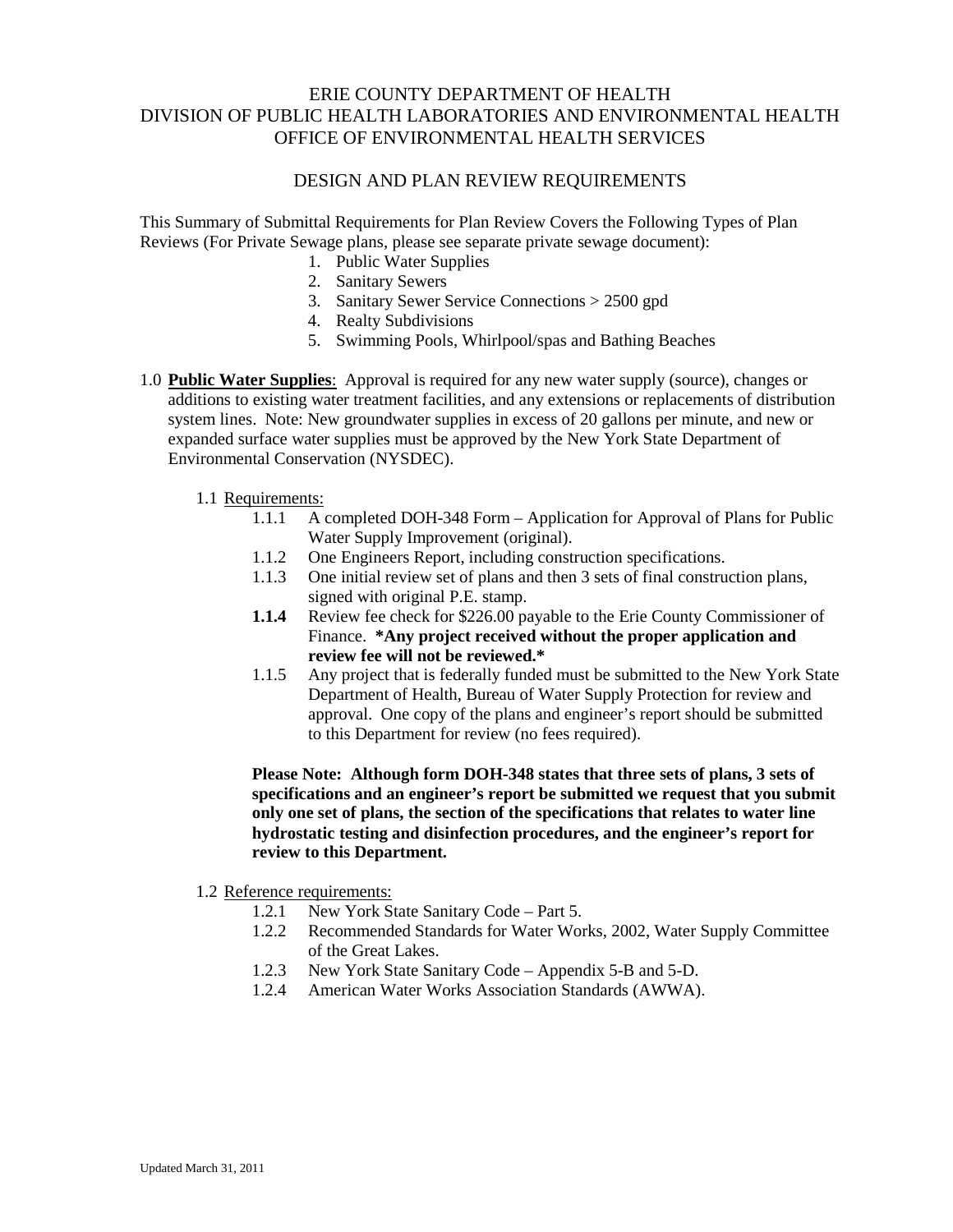# ERIE COUNTY DEPARTMENT OF HEALTH
# DIVISION OF PUBLIC HEALTH LABORATORIES AND ENVIRONMENTAL HEALTH
# OFFICE OF ENVIRONMENTAL HEALTH SERVICES

## DESIGN AND PLAN REVIEW REQUIREMENTS

This Summary of Submittal Requirements for Plan Review Covers the Following Types of Plan Reviews (For Private Sewage plans, please see separate private sewage document):

1. Public Water Supplies
2. Sanitary Sewers
3. Sanitary Sewer Service Connections > 2500 gpd
4. Realty Subdivisions
5. Swimming Pools, Whirlpool/spas and Bathing Beaches

1.0 **Public Water Supplies**: Approval is required for any new water supply (source), changes or additions to existing water treatment facilities, and any extensions or replacements of distribution system lines. Note: New groundwater supplies in excess of 20 gallons per minute, and new or expanded surface water supplies must be approved by the New York State Department of Environmental Conservation (NYSDEC).

1.1 Requirements:

1.1.1 A completed DOH-348 Form – Application for Approval of Plans for Public Water Supply Improvement (original).

1.1.2 One Engineers Report, including construction specifications.

1.1.3 One initial review set of plans and then 3 sets of final construction plans, signed with original P.E. stamp.

**1.1.4** Review fee check for $226.00 payable to the Erie County Commissioner of Finance. **\*Any project received without the proper application and review fee will not be reviewed.\***

1.1.5 Any project that is federally funded must be submitted to the New York State Department of Health, Bureau of Water Supply Protection for review and approval. One copy of the plans and engineer's report should be submitted to this Department for review (no fees required).

**Please Note: Although form DOH-348 states that three sets of plans, 3 sets of specifications and an engineer's report be submitted we request that you submit only one set of plans, the section of the specifications that relates to water line hydrostatic testing and disinfection procedures, and the engineer's report for review to this Department.**

1.2 Reference requirements:

1.2.1 New York State Sanitary Code – Part 5.

1.2.2 Recommended Standards for Water Works, 2002, Water Supply Committee of the Great Lakes.

1.2.3 New York State Sanitary Code – Appendix 5-B and 5-D.

1.2.4 American Water Works Association Standards (AWWA).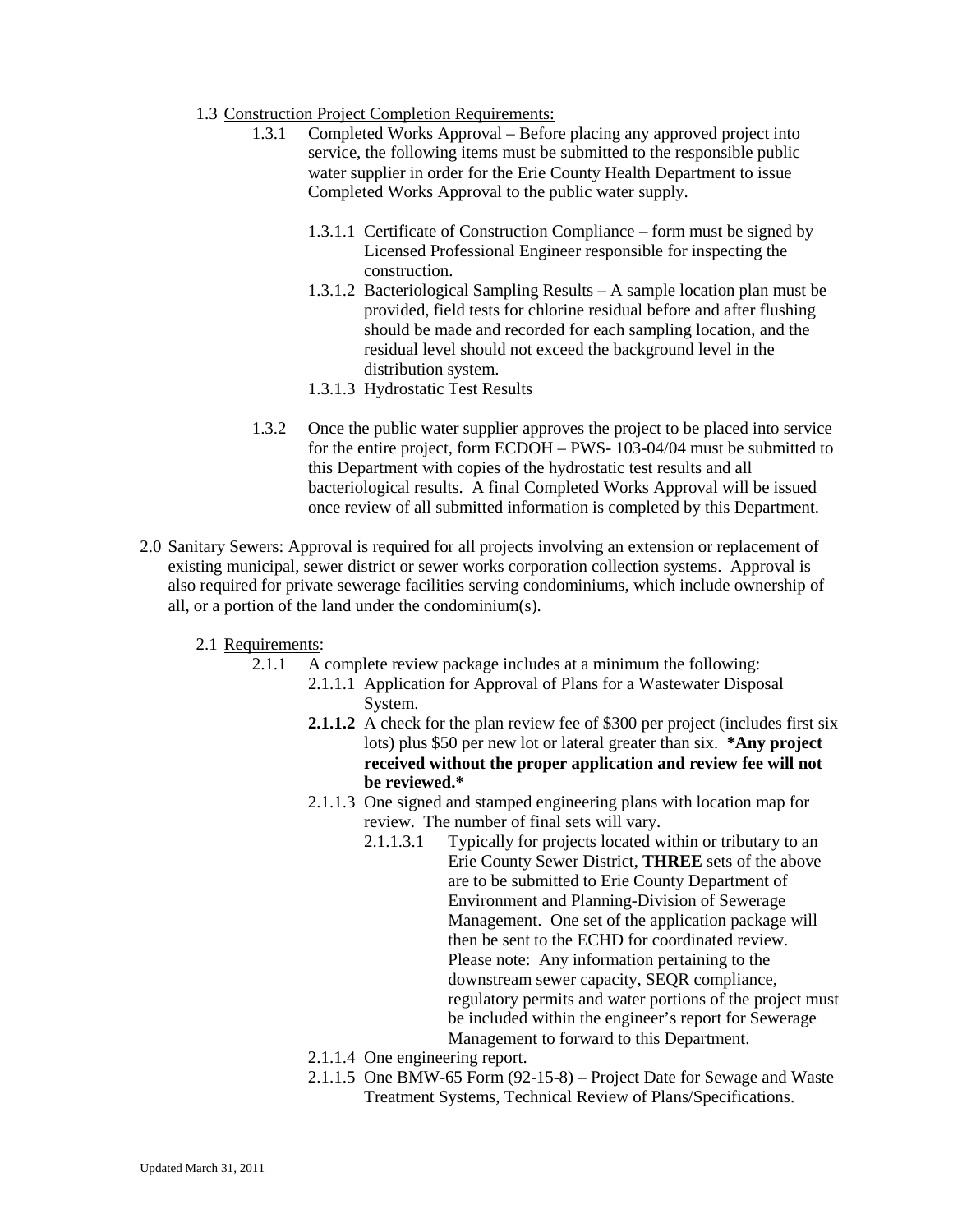1.3 Construction Project Completion Requirements:

1.3.1 Completed Works Approval – Before placing any approved project into service, the following items must be submitted to the responsible public water supplier in order for the Erie County Health Department to issue Completed Works Approval to the public water supply.

1.3.1.1 Certificate of Construction Compliance – form must be signed by Licensed Professional Engineer responsible for inspecting the construction.

1.3.1.2 Bacteriological Sampling Results – A sample location plan must be provided, field tests for chlorine residual before and after flushing should be made and recorded for each sampling location, and the residual level should not exceed the background level in the distribution system.

1.3.1.3 Hydrostatic Test Results

1.3.2 Once the public water supplier approves the project to be placed into service for the entire project, form ECDOH – PWS- 103-04/04 must be submitted to this Department with copies of the hydrostatic test results and all bacteriological results. A final Completed Works Approval will be issued once review of all submitted information is completed by this Department.

2.0 Sanitary Sewers: Approval is required for all projects involving an extension or replacement of existing municipal, sewer district or sewer works corporation collection systems. Approval is also required for private sewerage facilities serving condominiums, which include ownership of all, or a portion of the land under the condominium(s).

2.1 Requirements:

2.1.1 A complete review package includes at a minimum the following:

2.1.1.1 Application for Approval of Plans for a Wastewater Disposal System.

**2.1.1.2** A check for the plan review fee of $300 per project (includes first six lots) plus $50 per new lot or lateral greater than six. **\*Any project received without the proper application and review fee will not be reviewed.\***

2.1.1.3 One signed and stamped engineering plans with location map for review. The number of final sets will vary.

2.1.1.3.1 Typically for projects located within or tributary to an Erie County Sewer District, **THREE** sets of the above are to be submitted to Erie County Department of Environment and Planning-Division of Sewerage Management. One set of the application package will then be sent to the ECHD for coordinated review. Please note: Any information pertaining to the downstream sewer capacity, SEQR compliance, regulatory permits and water portions of the project must be included within the engineer's report for Sewerage Management to forward to this Department.

2.1.1.4 One engineering report.

2.1.1.5 One BMW-65 Form (92-15-8) – Project Date for Sewage and Waste Treatment Systems, Technical Review of Plans/Specifications.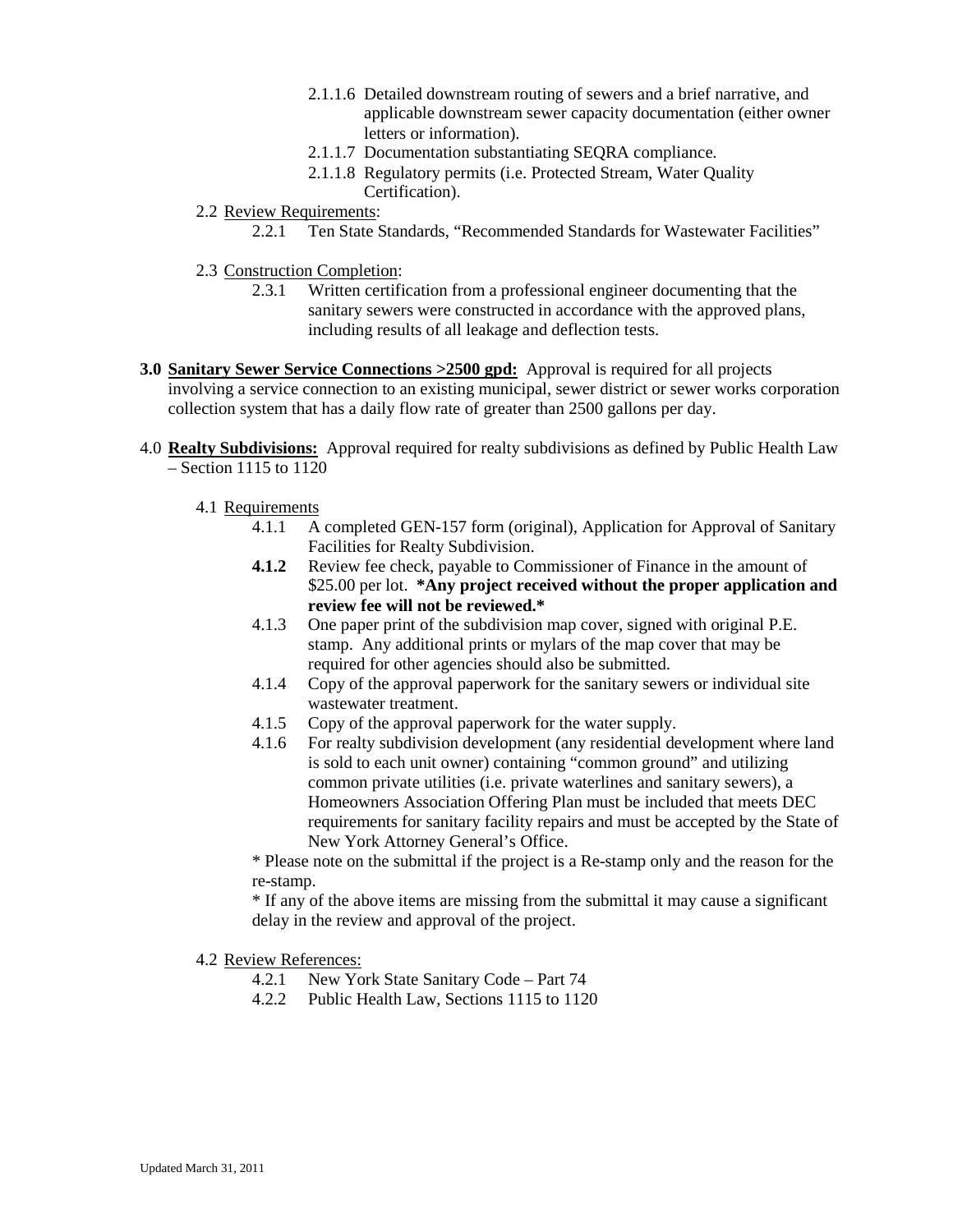2.1.1.6 Detailed downstream routing of sewers and a brief narrative, and applicable downstream sewer capacity documentation (either owner letters or information).

2.1.1.7 Documentation substantiating SEQRA compliance.

2.1.1.8 Regulatory permits (i.e. Protected Stream, Water Quality Certification).

2.2 Review Requirements:

2.2.1 Ten State Standards, "Recommended Standards for Wastewater Facilities"

2.3 Construction Completion:

2.3.1 Written certification from a professional engineer documenting that the sanitary sewers were constructed in accordance with the approved plans, including results of all leakage and deflection tests.

**3.0 Sanitary Sewer Service Connections >2500 gpd:** Approval is required for all projects involving a service connection to an existing municipal, sewer district or sewer works corporation collection system that has a daily flow rate of greater than 2500 gallons per day.

4.0 **Realty Subdivisions:** Approval required for realty subdivisions as defined by Public Health Law – Section 1115 to 1120

4.1 Requirements

4.1.1 A completed GEN-157 form (original), Application for Approval of Sanitary Facilities for Realty Subdivision.

**4.1.2** Review fee check, payable to Commissioner of Finance in the amount of $25.00 per lot. ***Any project received without the proper application and review fee will not be reviewed.***

4.1.3 One paper print of the subdivision map cover, signed with original P.E. stamp. Any additional prints or mylars of the map cover that may be required for other agencies should also be submitted.

4.1.4 Copy of the approval paperwork for the sanitary sewers or individual site wastewater treatment.

4.1.5 Copy of the approval paperwork for the water supply.

4.1.6 For realty subdivision development (any residential development where land is sold to each unit owner) containing "common ground" and utilizing common private utilities (i.e. private waterlines and sanitary sewers), a Homeowners Association Offering Plan must be included that meets DEC requirements for sanitary facility repairs and must be accepted by the State of New York Attorney General's Office.

\* Please note on the submittal if the project is a Re-stamp only and the reason for the re-stamp.

\* If any of the above items are missing from the submittal it may cause a significant delay in the review and approval of the project.

4.2 Review References:

4.2.1 New York State Sanitary Code – Part 74

4.2.2 Public Health Law, Sections 1115 to 1120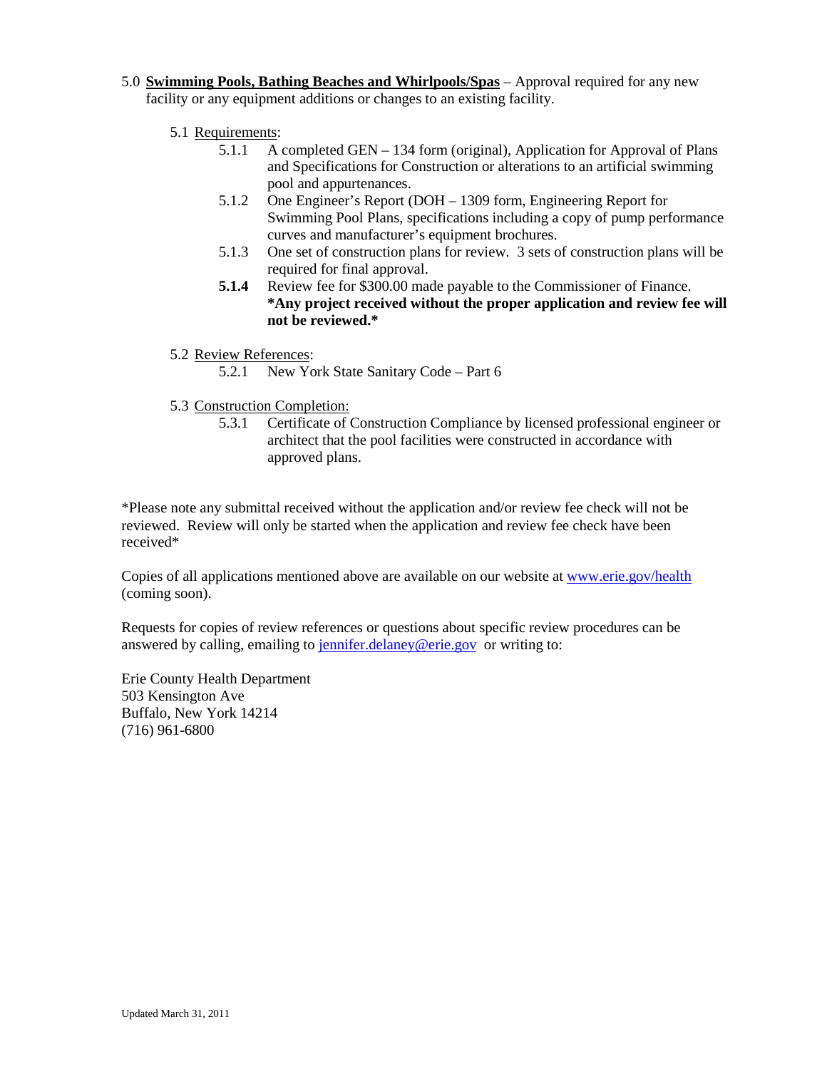5.0 **Swimming Pools, Bathing Beaches and Whirlpools/Spas** – Approval required for any new facility or any equipment additions or changes to an existing facility.

5.1 Requirements:

- 5.1.1 A completed GEN – 134 form (original), Application for Approval of Plans and Specifications for Construction or alterations to an artificial swimming pool and appurtenances.
- 5.1.2 One Engineer's Report (DOH – 1309 form, Engineering Report for Swimming Pool Plans, specifications including a copy of pump performance curves and manufacturer's equipment brochures.
- 5.1.3 One set of construction plans for review. 3 sets of construction plans will be required for final approval.
- **5.1.4** Review fee for $300.00 made payable to the Commissioner of Finance. **\*Any project received without the proper application and review fee will not be reviewed.\***

5.2 Review References:

- 5.2.1 New York State Sanitary Code – Part 6

5.3 Construction Completion:

- 5.3.1 Certificate of Construction Compliance by licensed professional engineer or architect that the pool facilities were constructed in accordance with approved plans.

\*Please note any submittal received without the application and/or review fee check will not be reviewed. Review will only be started when the application and review fee check have been received\*

Copies of all applications mentioned above are available on our website at www.erie.gov/health (coming soon).

Requests for copies of review references or questions about specific review procedures can be answered by calling, emailing to jennifer.delaney@erie.gov or writing to:

Erie County Health Department
503 Kensington Ave
Buffalo, New York 14214
(716) 961-6800

Updated March 31, 2011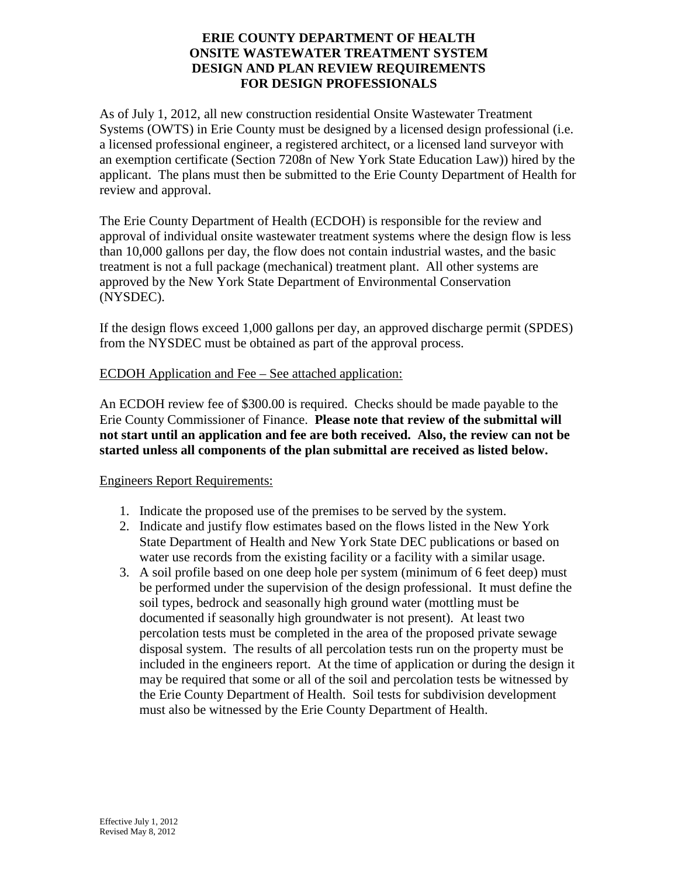# ERIE COUNTY DEPARTMENT OF HEALTH
# ONSITE WASTEWATER TREATMENT SYSTEM
# DESIGN AND PLAN REVIEW REQUIREMENTS
# FOR DESIGN PROFESSIONALS

As of July 1, 2012, all new construction residential Onsite Wastewater Treatment Systems (OWTS) in Erie County must be designed by a licensed design professional (i.e. a licensed professional engineer, a registered architect, or a licensed land surveyor with an exemption certificate (Section 7208n of New York State Education Law)) hired by the applicant. The plans must then be submitted to the Erie County Department of Health for review and approval.

The Erie County Department of Health (ECDOH) is responsible for the review and approval of individual onsite wastewater treatment systems where the design flow is less than 10,000 gallons per day, the flow does not contain industrial wastes, and the basic treatment is not a full package (mechanical) treatment plant. All other systems are approved by the New York State Department of Environmental Conservation (NYSDEC).

If the design flows exceed 1,000 gallons per day, an approved discharge permit (SPDES) from the NYSDEC must be obtained as part of the approval process.

<u>ECDOH Application and Fee – See attached application:</u>

An ECDOH review fee of $300.00 is required. Checks should be made payable to the Erie County Commissioner of Finance. **Please note that review of the submittal will not start until an application and fee are both received. Also, the review can not be started unless all components of the plan submittal are received as listed below.**

<u>Engineers Report Requirements:</u>

1. Indicate the proposed use of the premises to be served by the system.
2. Indicate and justify flow estimates based on the flows listed in the New York State Department of Health and New York State DEC publications or based on water use records from the existing facility or a facility with a similar usage.
3. A soil profile based on one deep hole per system (minimum of 6 feet deep) must be performed under the supervision of the design professional. It must define the soil types, bedrock and seasonally high ground water (mottling must be documented if seasonally high groundwater is not present). At least two percolation tests must be completed in the area of the proposed private sewage disposal system. The results of all percolation tests run on the property must be included in the engineers report. At the time of application or during the design it may be required that some or all of the soil and percolation tests be witnessed by the Erie County Department of Health. Soil tests for subdivision development must also be witnessed by the Erie County Department of Health.

Effective July 1, 2012
Revised May 8, 2012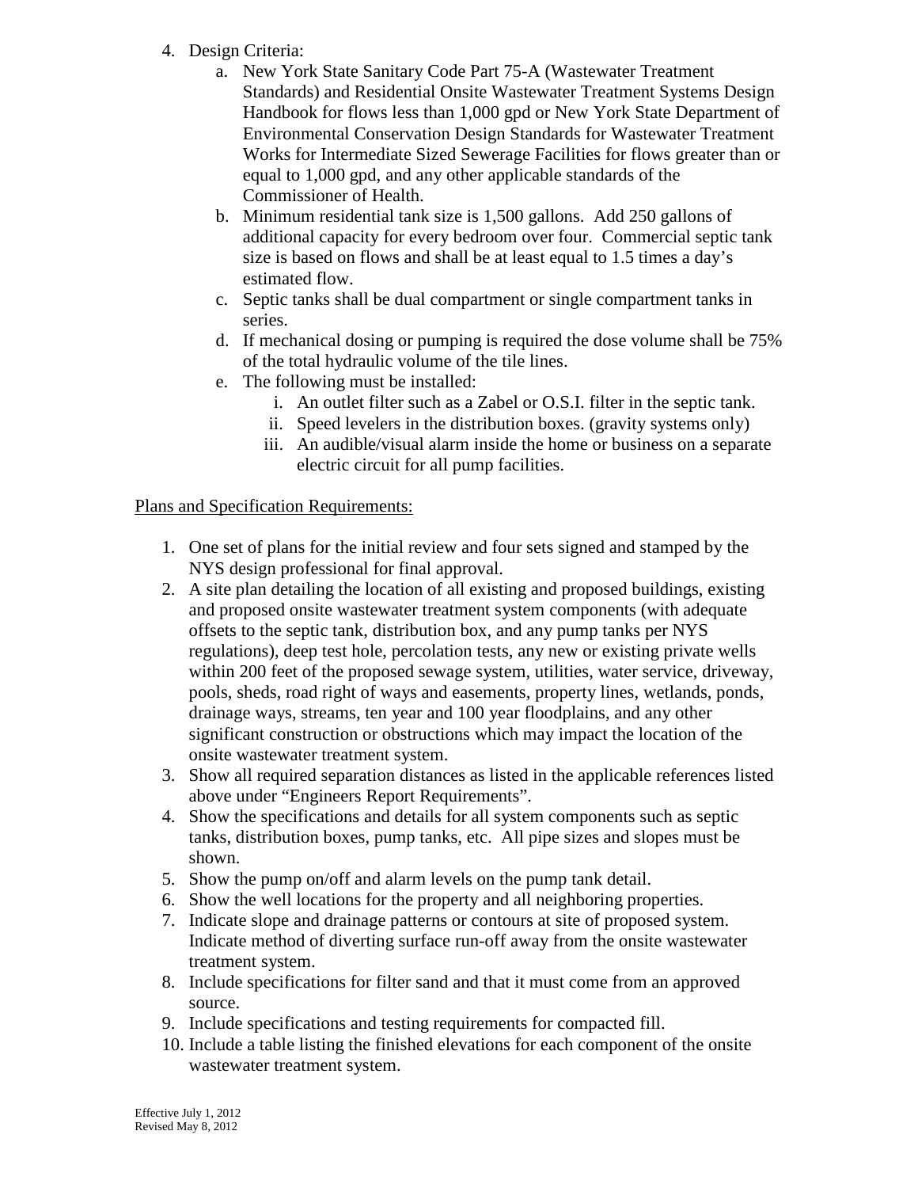4. Design Criteria:
   a. New York State Sanitary Code Part 75-A (Wastewater Treatment Standards) and Residential Onsite Wastewater Treatment Systems Design Handbook for flows less than 1,000 gpd or New York State Department of Environmental Conservation Design Standards for Wastewater Treatment Works for Intermediate Sized Sewerage Facilities for flows greater than or equal to 1,000 gpd, and any other applicable standards of the Commissioner of Health.
   b. Minimum residential tank size is 1,500 gallons. Add 250 gallons of additional capacity for every bedroom over four. Commercial septic tank size is based on flows and shall be at least equal to 1.5 times a day's estimated flow.
   c. Septic tanks shall be dual compartment or single compartment tanks in series.
   d. If mechanical dosing or pumping is required the dose volume shall be 75% of the total hydraulic volume of the tile lines.
   e. The following must be installed:
      i. An outlet filter such as a Zabel or O.S.I. filter in the septic tank.
      ii. Speed levelers in the distribution boxes. (gravity systems only)
      iii. An audible/visual alarm inside the home or business on a separate electric circuit for all pump facilities.

<u>Plans and Specification Requirements:</u>

1. One set of plans for the initial review and four sets signed and stamped by the NYS design professional for final approval.
2. A site plan detailing the location of all existing and proposed buildings, existing and proposed onsite wastewater treatment system components (with adequate offsets to the septic tank, distribution box, and any pump tanks per NYS regulations), deep test hole, percolation tests, any new or existing private wells within 200 feet of the proposed sewage system, utilities, water service, driveway, pools, sheds, road right of ways and easements, property lines, wetlands, ponds, drainage ways, streams, ten year and 100 year floodplains, and any other significant construction or obstructions which may impact the location of the onsite wastewater treatment system.
3. Show all required separation distances as listed in the applicable references listed above under "Engineers Report Requirements".
4. Show the specifications and details for all system components such as septic tanks, distribution boxes, pump tanks, etc. All pipe sizes and slopes must be shown.
5. Show the pump on/off and alarm levels on the pump tank detail.
6. Show the well locations for the property and all neighboring properties.
7. Indicate slope and drainage patterns or contours at site of proposed system. Indicate method of diverting surface run-off away from the onsite wastewater treatment system.
8. Include specifications for filter sand and that it must come from an approved source.
9. Include specifications and testing requirements for compacted fill.
10. Include a table listing the finished elevations for each component of the onsite wastewater treatment system.

Effective July 1, 2012
Revised May 8, 2012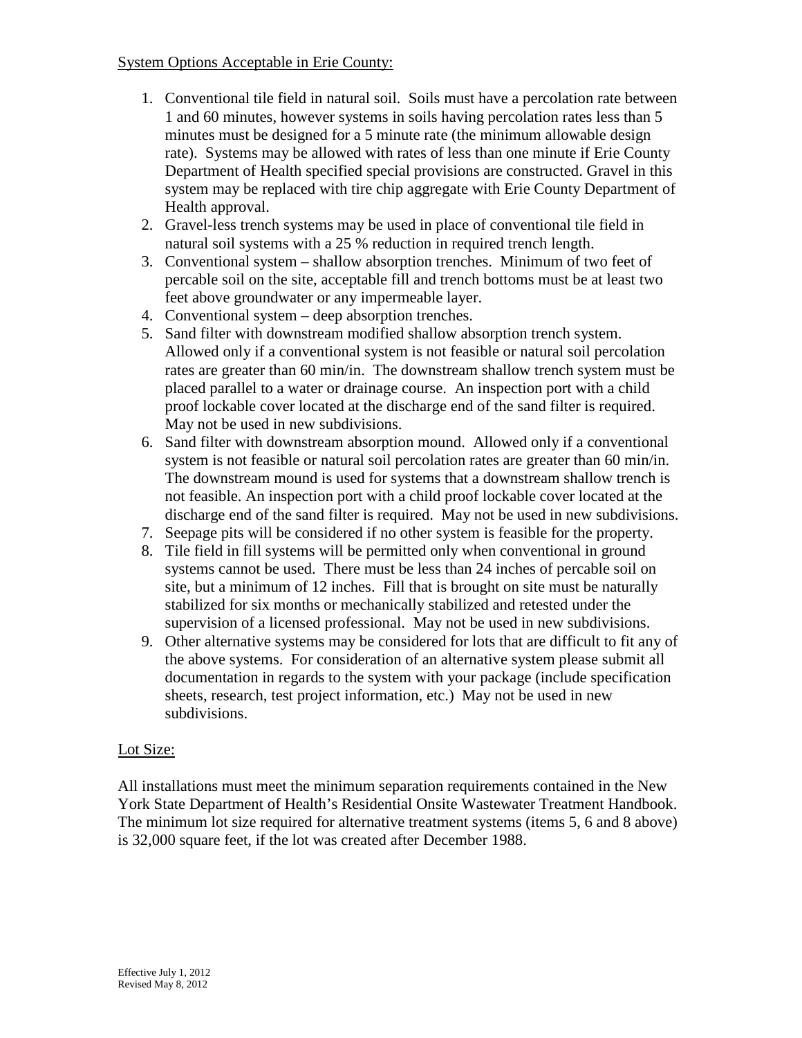System Options Acceptable in Erie County:

1. Conventional tile field in natural soil. Soils must have a percolation rate between 1 and 60 minutes, however systems in soils having percolation rates less than 5 minutes must be designed for a 5 minute rate (the minimum allowable design rate). Systems may be allowed with rates of less than one minute if Erie County Department of Health specified special provisions are constructed. Gravel in this system may be replaced with tire chip aggregate with Erie County Department of Health approval.
2. Gravel-less trench systems may be used in place of conventional tile field in natural soil systems with a 25 % reduction in required trench length.
3. Conventional system – shallow absorption trenches. Minimum of two feet of percable soil on the site, acceptable fill and trench bottoms must be at least two feet above groundwater or any impermeable layer.
4. Conventional system – deep absorption trenches.
5. Sand filter with downstream modified shallow absorption trench system. Allowed only if a conventional system is not feasible or natural soil percolation rates are greater than 60 min/in. The downstream shallow trench system must be placed parallel to a water or drainage course. An inspection port with a child proof lockable cover located at the discharge end of the sand filter is required. May not be used in new subdivisions.
6. Sand filter with downstream absorption mound. Allowed only if a conventional system is not feasible or natural soil percolation rates are greater than 60 min/in. The downstream mound is used for systems that a downstream shallow trench is not feasible. An inspection port with a child proof lockable cover located at the discharge end of the sand filter is required. May not be used in new subdivisions.
7. Seepage pits will be considered if no other system is feasible for the property.
8. Tile field in fill systems will be permitted only when conventional in ground systems cannot be used. There must be less than 24 inches of percable soil on site, but a minimum of 12 inches. Fill that is brought on site must be naturally stabilized for six months or mechanically stabilized and retested under the supervision of a licensed professional. May not be used in new subdivisions.
9. Other alternative systems may be considered for lots that are difficult to fit any of the above systems. For consideration of an alternative system please submit all documentation in regards to the system with your package (include specification sheets, research, test project information, etc.) May not be used in new subdivisions.

Lot Size:

All installations must meet the minimum separation requirements contained in the New York State Department of Health's Residential Onsite Wastewater Treatment Handbook. The minimum lot size required for alternative treatment systems (items 5, 6 and 8 above) is 32,000 square feet, if the lot was created after December 1988.

Effective July 1, 2012
Revised May 8, 2012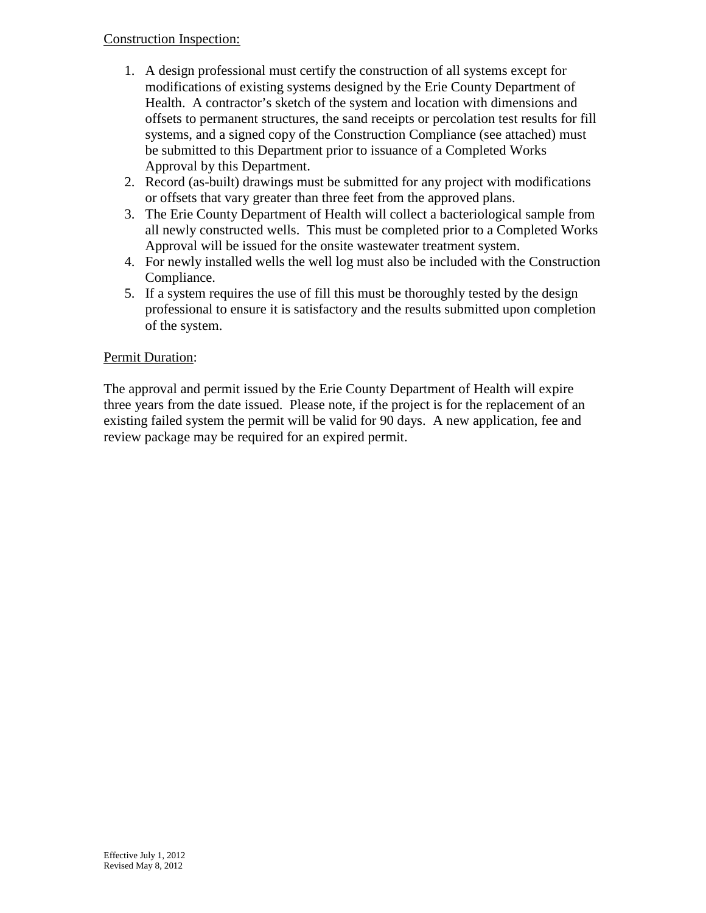Construction Inspection:

1. A design professional must certify the construction of all systems except for modifications of existing systems designed by the Erie County Department of Health. A contractor's sketch of the system and location with dimensions and offsets to permanent structures, the sand receipts or percolation test results for fill systems, and a signed copy of the Construction Compliance (see attached) must be submitted to this Department prior to issuance of a Completed Works Approval by this Department.
2. Record (as-built) drawings must be submitted for any project with modifications or offsets that vary greater than three feet from the approved plans.
3. The Erie County Department of Health will collect a bacteriological sample from all newly constructed wells. This must be completed prior to a Completed Works Approval will be issued for the onsite wastewater treatment system.
4. For newly installed wells the well log must also be included with the Construction Compliance.
5. If a system requires the use of fill this must be thoroughly tested by the design professional to ensure it is satisfactory and the results submitted upon completion of the system.

Permit Duration:

The approval and permit issued by the Erie County Department of Health will expire three years from the date issued. Please note, if the project is for the replacement of an existing failed system the permit will be valid for 90 days. A new application, fee and review package may be required for an expired permit.

Effective July 1, 2012
Revised May 8, 2012